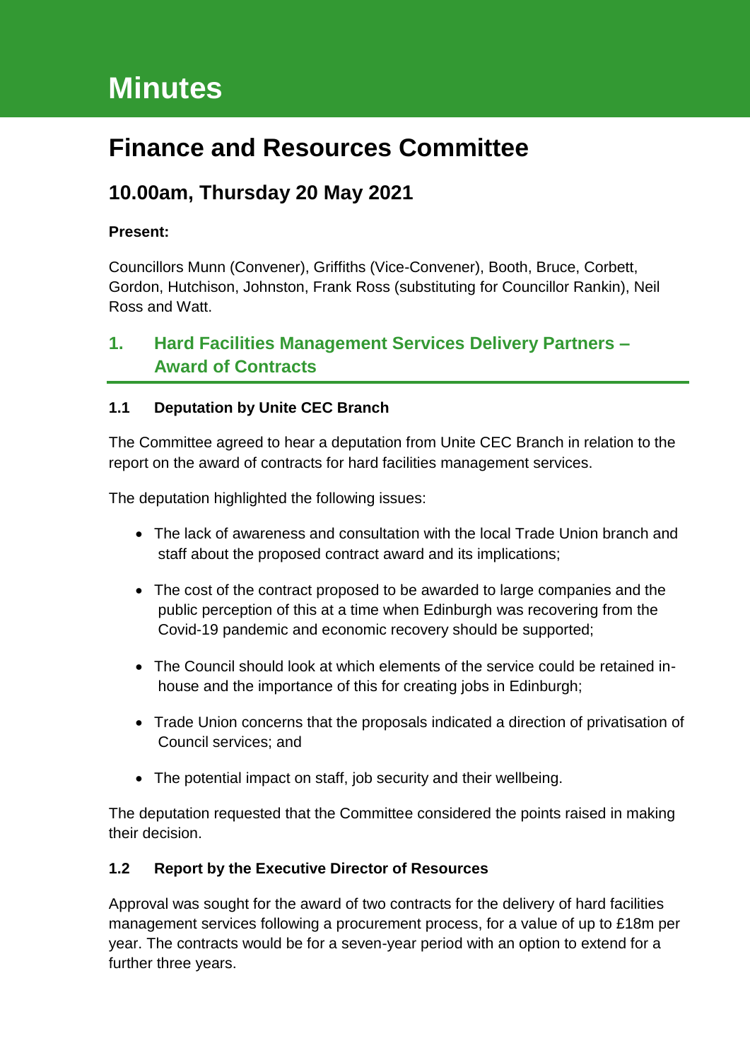# Minutes

# Finance and Resources Committee

## 10.00am, Thursday 20 May 2021

**Present:**

Councillors Munn (Convener), Griffiths (Vice-Convener), Booth, Bruce, Corbett, Gordon, Hutchison, Johnston, Frank Ross (substituting for Councillor Rankin), Neil Ross and Watt.

## 1. Hard Facilities Management Services Delivery Partners – Award of Contracts

### 1.1 Deputation by Unite CEC Branch

The Committee agreed to hear a deputation from Unite CEC Branch in relation to the report on the award of contracts for hard facilities management services.

The deputation highlighted the following issues:

- The lack of awareness and consultation with the local Trade Union branch and staff about the proposed contract award and its implications;
- The cost of the contract proposed to be awarded to large companies and the public perception of this at a time when Edinburgh was recovering from the Covid-19 pandemic and economic recovery should be supported;
- The Council should look at which elements of the service could be retained in-house and the importance of this for creating jobs in Edinburgh;
- Trade Union concerns that the proposals indicated a direction of privatisation of Council services; and
- The potential impact on staff, job security and their wellbeing.

The deputation requested that the Committee considered the points raised in making their decision.

### 1.2 Report by the Executive Director of Resources

Approval was sought for the award of two contracts for the delivery of hard facilities management services following a procurement process, for a value of up to £18m per year. The contracts would be for a seven-year period with an option to extend for a further three years.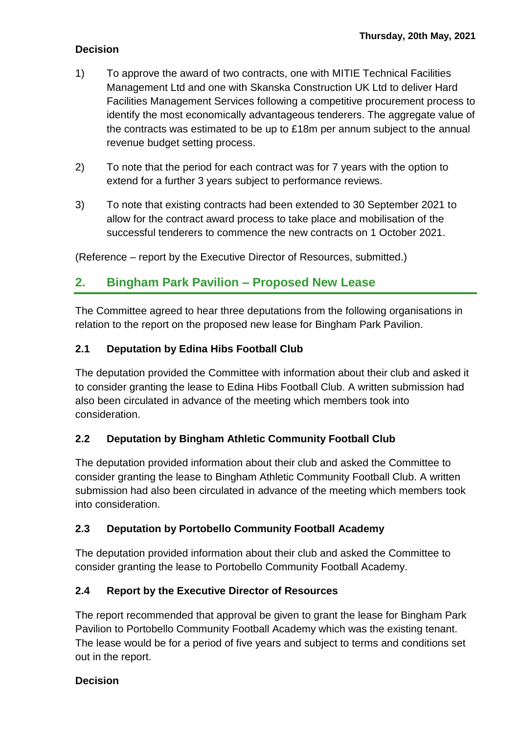**Decision**

1) To approve the award of two contracts, one with MITIE Technical Facilities Management Ltd and one with Skanska Construction UK Ltd to deliver Hard Facilities Management Services following a competitive procurement process to identify the most economically advantageous tenderers. The aggregate value of the contracts was estimated to be up to £18m per annum subject to the annual revenue budget setting process.

2) To note that the period for each contract was for 7 years with the option to extend for a further 3 years subject to performance reviews.

3) To note that existing contracts had been extended to 30 September 2021 to allow for the contract award process to take place and mobilisation of the successful tenderers to commence the new contracts on 1 October 2021.

(Reference – report by the Executive Director of Resources, submitted.)

## 2. Bingham Park Pavilion – Proposed New Lease

The Committee agreed to hear three deputations from the following organisations in relation to the report on the proposed new lease for Bingham Park Pavilion.

### 2.1 Deputation by Edina Hibs Football Club

The deputation provided the Committee with information about their club and asked it to consider granting the lease to Edina Hibs Football Club. A written submission had also been circulated in advance of the meeting which members took into consideration.

### 2.2 Deputation by Bingham Athletic Community Football Club

The deputation provided information about their club and asked the Committee to consider granting the lease to Bingham Athletic Community Football Club. A written submission had also been circulated in advance of the meeting which members took into consideration.

### 2.3 Deputation by Portobello Community Football Academy

The deputation provided information about their club and asked the Committee to consider granting the lease to Portobello Community Football Academy.

### 2.4 Report by the Executive Director of Resources

The report recommended that approval be given to grant the lease for Bingham Park Pavilion to Portobello Community Football Academy which was the existing tenant. The lease would be for a period of five years and subject to terms and conditions set out in the report.

**Decision**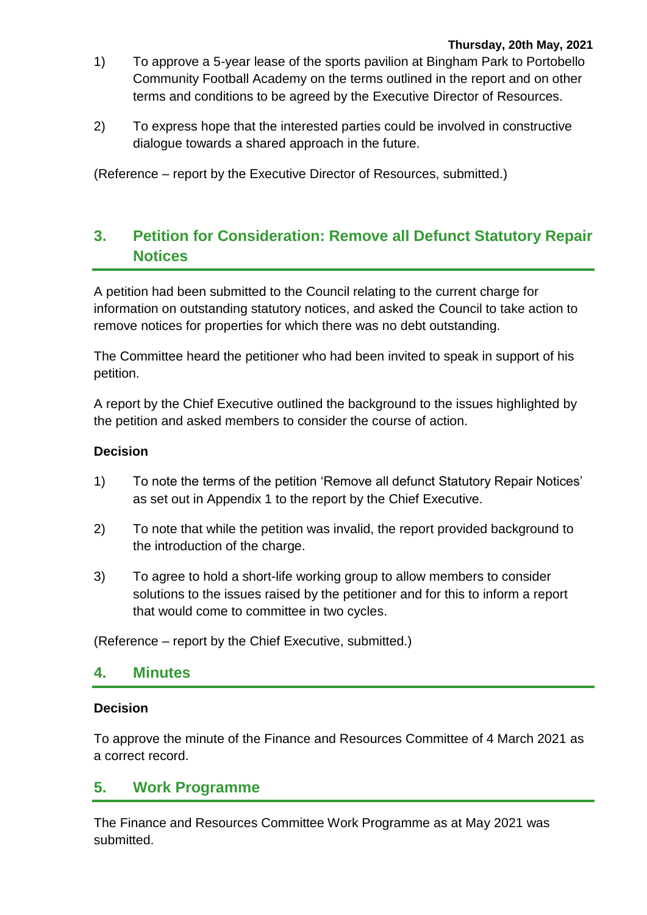1) To approve a 5-year lease of the sports pavilion at Bingham Park to Portobello Community Football Academy on the terms outlined in the report and on other terms and conditions to be agreed by the Executive Director of Resources.

2) To express hope that the interested parties could be involved in constructive dialogue towards a shared approach in the future.

(Reference – report by the Executive Director of Resources, submitted.)

## 3. Petition for Consideration: Remove all Defunct Statutory Repair Notices

A petition had been submitted to the Council relating to the current charge for information on outstanding statutory notices, and asked the Council to take action to remove notices for properties for which there was no debt outstanding.

The Committee heard the petitioner who had been invited to speak in support of his petition.

A report by the Chief Executive outlined the background to the issues highlighted by the petition and asked members to consider the course of action.

**Decision**

1) To note the terms of the petition 'Remove all defunct Statutory Repair Notices' as set out in Appendix 1 to the report by the Chief Executive.

2) To note that while the petition was invalid, the report provided background to the introduction of the charge.

3) To agree to hold a short-life working group to allow members to consider solutions to the issues raised by the petitioner and for this to inform a report that would come to committee in two cycles.

(Reference – report by the Chief Executive, submitted.)

## 4. Minutes

**Decision**

To approve the minute of the Finance and Resources Committee of 4 March 2021 as a correct record.

## 5. Work Programme

The Finance and Resources Committee Work Programme as at May 2021 was submitted.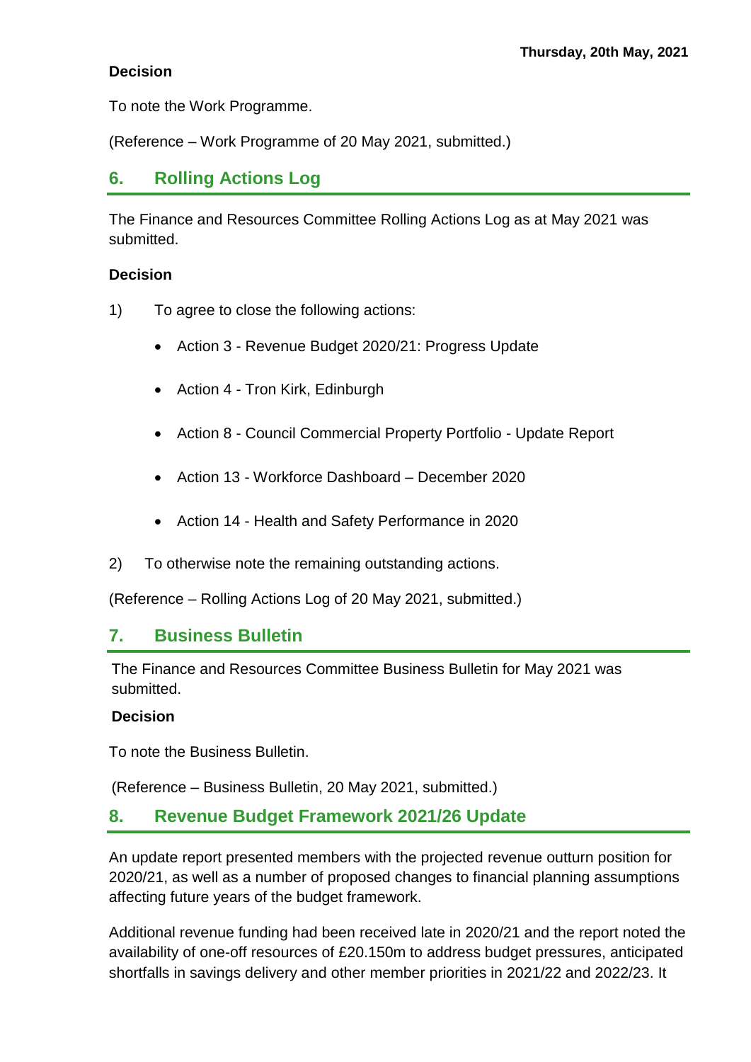**Decision**

To note the Work Programme.

(Reference – Work Programme of 20 May 2021, submitted.)

## 6. Rolling Actions Log

The Finance and Resources Committee Rolling Actions Log as at May 2021 was submitted.

**Decision**

1) To agree to close the following actions:

- Action 3 - Revenue Budget 2020/21: Progress Update
- Action 4 - Tron Kirk, Edinburgh
- Action 8 - Council Commercial Property Portfolio - Update Report
- Action 13 - Workforce Dashboard – December 2020
- Action 14 - Health and Safety Performance in 2020

2) To otherwise note the remaining outstanding actions.

(Reference – Rolling Actions Log of 20 May 2021, submitted.)

## 7. Business Bulletin

The Finance and Resources Committee Business Bulletin for May 2021 was submitted.

**Decision**

To note the Business Bulletin.

(Reference – Business Bulletin, 20 May 2021, submitted.)

## 8. Revenue Budget Framework 2021/26 Update

An update report presented members with the projected revenue outturn position for 2020/21, as well as a number of proposed changes to financial planning assumptions affecting future years of the budget framework.

Additional revenue funding had been received late in 2020/21 and the report noted the availability of one-off resources of £20.150m to address budget pressures, anticipated shortfalls in savings delivery and other member priorities in 2021/22 and 2022/23. It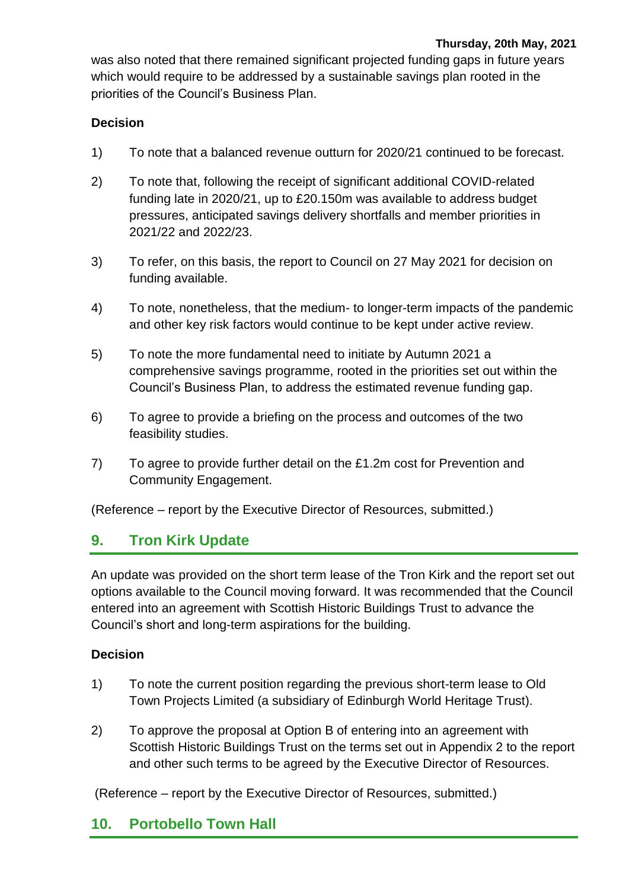was also noted that there remained significant projected funding gaps in future years which would require to be addressed by a sustainable savings plan rooted in the priorities of the Council's Business Plan.

**Decision**

1) To note that a balanced revenue outturn for 2020/21 continued to be forecast.

2) To note that, following the receipt of significant additional COVID-related funding late in 2020/21, up to £20.150m was available to address budget pressures, anticipated savings delivery shortfalls and member priorities in 2021/22 and 2022/23.

3) To refer, on this basis, the report to Council on 27 May 2021 for decision on funding available.

4) To note, nonetheless, that the medium- to longer-term impacts of the pandemic and other key risk factors would continue to be kept under active review.

5) To note the more fundamental need to initiate by Autumn 2021 a comprehensive savings programme, rooted in the priorities set out within the Council's Business Plan, to address the estimated revenue funding gap.

6) To agree to provide a briefing on the process and outcomes of the two feasibility studies.

7) To agree to provide further detail on the £1.2m cost for Prevention and Community Engagement.

(Reference – report by the Executive Director of Resources, submitted.)

## 9. Tron Kirk Update

An update was provided on the short term lease of the Tron Kirk and the report set out options available to the Council moving forward. It was recommended that the Council entered into an agreement with Scottish Historic Buildings Trust to advance the Council's short and long-term aspirations for the building.

**Decision**

1) To note the current position regarding the previous short-term lease to Old Town Projects Limited (a subsidiary of Edinburgh World Heritage Trust).

2) To approve the proposal at Option B of entering into an agreement with Scottish Historic Buildings Trust on the terms set out in Appendix 2 to the report and other such terms to be agreed by the Executive Director of Resources.

(Reference – report by the Executive Director of Resources, submitted.)

## 10. Portobello Town Hall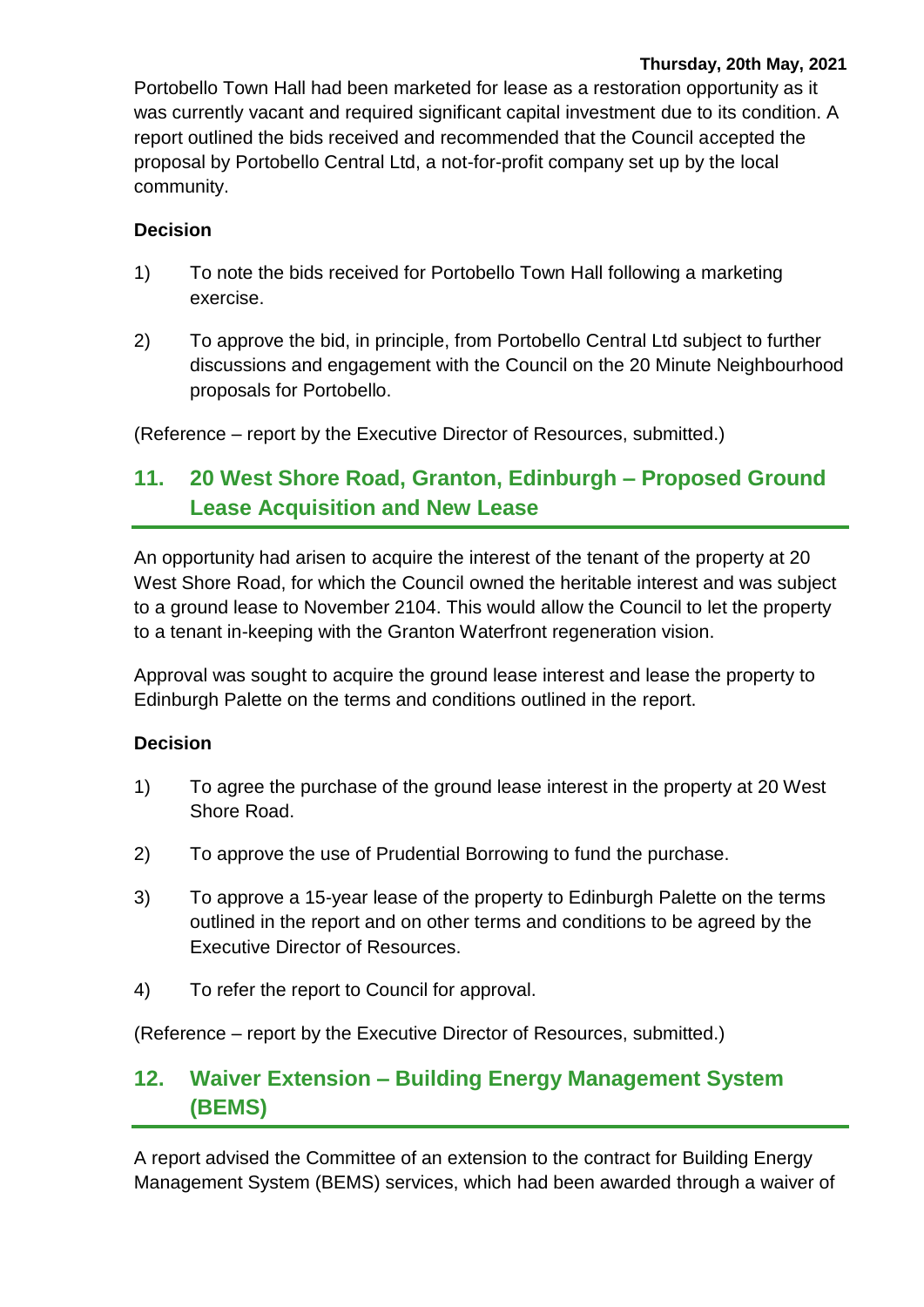Portobello Town Hall had been marketed for lease as a restoration opportunity as it was currently vacant and required significant capital investment due to its condition. A report outlined the bids received and recommended that the Council accepted the proposal by Portobello Central Ltd, a not-for-profit company set up by the local community.

**Decision**

1) To note the bids received for Portobello Town Hall following a marketing exercise.

2) To approve the bid, in principle, from Portobello Central Ltd subject to further discussions and engagement with the Council on the 20 Minute Neighbourhood proposals for Portobello.

(Reference – report by the Executive Director of Resources, submitted.)

## 11. 20 West Shore Road, Granton, Edinburgh – Proposed Ground Lease Acquisition and New Lease

An opportunity had arisen to acquire the interest of the tenant of the property at 20 West Shore Road, for which the Council owned the heritable interest and was subject to a ground lease to November 2104. This would allow the Council to let the property to a tenant in-keeping with the Granton Waterfront regeneration vision.

Approval was sought to acquire the ground lease interest and lease the property to Edinburgh Palette on the terms and conditions outlined in the report.

**Decision**

1) To agree the purchase of the ground lease interest in the property at 20 West Shore Road.

2) To approve the use of Prudential Borrowing to fund the purchase.

3) To approve a 15-year lease of the property to Edinburgh Palette on the terms outlined in the report and on other terms and conditions to be agreed by the Executive Director of Resources.

4) To refer the report to Council for approval.

(Reference – report by the Executive Director of Resources, submitted.)

## 12. Waiver Extension – Building Energy Management System (BEMS)

A report advised the Committee of an extension to the contract for Building Energy Management System (BEMS) services, which had been awarded through a waiver of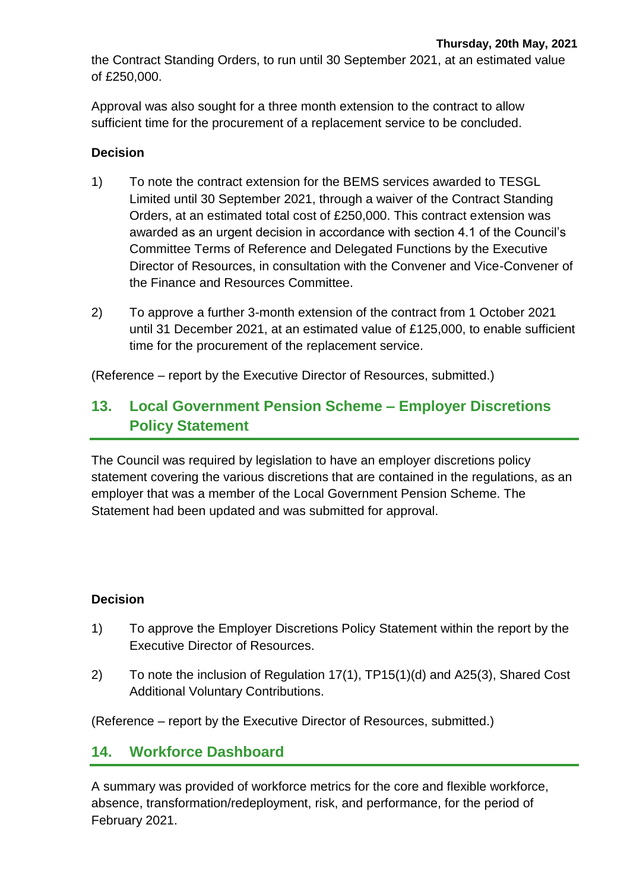the Contract Standing Orders, to run until 30 September 2021, at an estimated value of £250,000.

Approval was also sought for a three month extension to the contract to allow sufficient time for the procurement of a replacement service to be concluded.

**Decision**

1) To note the contract extension for the BEMS services awarded to TESGL Limited until 30 September 2021, through a waiver of the Contract Standing Orders, at an estimated total cost of £250,000. This contract extension was awarded as an urgent decision in accordance with section 4.1 of the Council's Committee Terms of Reference and Delegated Functions by the Executive Director of Resources, in consultation with the Convener and Vice-Convener of the Finance and Resources Committee.

2) To approve a further 3-month extension of the contract from 1 October 2021 until 31 December 2021, at an estimated value of £125,000, to enable sufficient time for the procurement of the replacement service.

(Reference – report by the Executive Director of Resources, submitted.)

## 13. Local Government Pension Scheme – Employer Discretions Policy Statement

The Council was required by legislation to have an employer discretions policy statement covering the various discretions that are contained in the regulations, as an employer that was a member of the Local Government Pension Scheme. The Statement had been updated and was submitted for approval.

**Decision**

1) To approve the Employer Discretions Policy Statement within the report by the Executive Director of Resources.

2) To note the inclusion of Regulation 17(1), TP15(1)(d) and A25(3), Shared Cost Additional Voluntary Contributions.

(Reference – report by the Executive Director of Resources, submitted.)

## 14. Workforce Dashboard

A summary was provided of workforce metrics for the core and flexible workforce, absence, transformation/redeployment, risk, and performance, for the period of February 2021.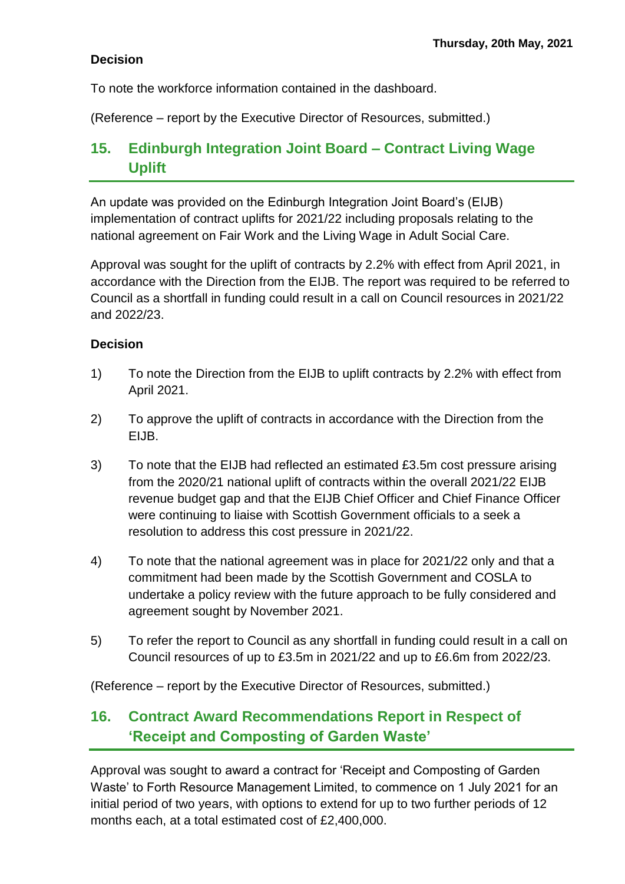**Decision**

To note the workforce information contained in the dashboard.

(Reference – report by the Executive Director of Resources, submitted.)

## 15. Edinburgh Integration Joint Board – Contract Living Wage Uplift

An update was provided on the Edinburgh Integration Joint Board's (EIJB) implementation of contract uplifts for 2021/22 including proposals relating to the national agreement on Fair Work and the Living Wage in Adult Social Care.

Approval was sought for the uplift of contracts by 2.2% with effect from April 2021, in accordance with the Direction from the EIJB. The report was required to be referred to Council as a shortfall in funding could result in a call on Council resources in 2021/22 and 2022/23.

**Decision**

1) To note the Direction from the EIJB to uplift contracts by 2.2% with effect from April 2021.

2) To approve the uplift of contracts in accordance with the Direction from the EIJB.

3) To note that the EIJB had reflected an estimated £3.5m cost pressure arising from the 2020/21 national uplift of contracts within the overall 2021/22 EIJB revenue budget gap and that the EIJB Chief Officer and Chief Finance Officer were continuing to liaise with Scottish Government officials to a seek a resolution to address this cost pressure in 2021/22.

4) To note that the national agreement was in place for 2021/22 only and that a commitment had been made by the Scottish Government and COSLA to undertake a policy review with the future approach to be fully considered and agreement sought by November 2021.

5) To refer the report to Council as any shortfall in funding could result in a call on Council resources of up to £3.5m in 2021/22 and up to £6.6m from 2022/23.

(Reference – report by the Executive Director of Resources, submitted.)

## 16. Contract Award Recommendations Report in Respect of 'Receipt and Composting of Garden Waste'

Approval was sought to award a contract for 'Receipt and Composting of Garden Waste' to Forth Resource Management Limited, to commence on 1 July 2021 for an initial period of two years, with options to extend for up to two further periods of 12 months each, at a total estimated cost of £2,400,000.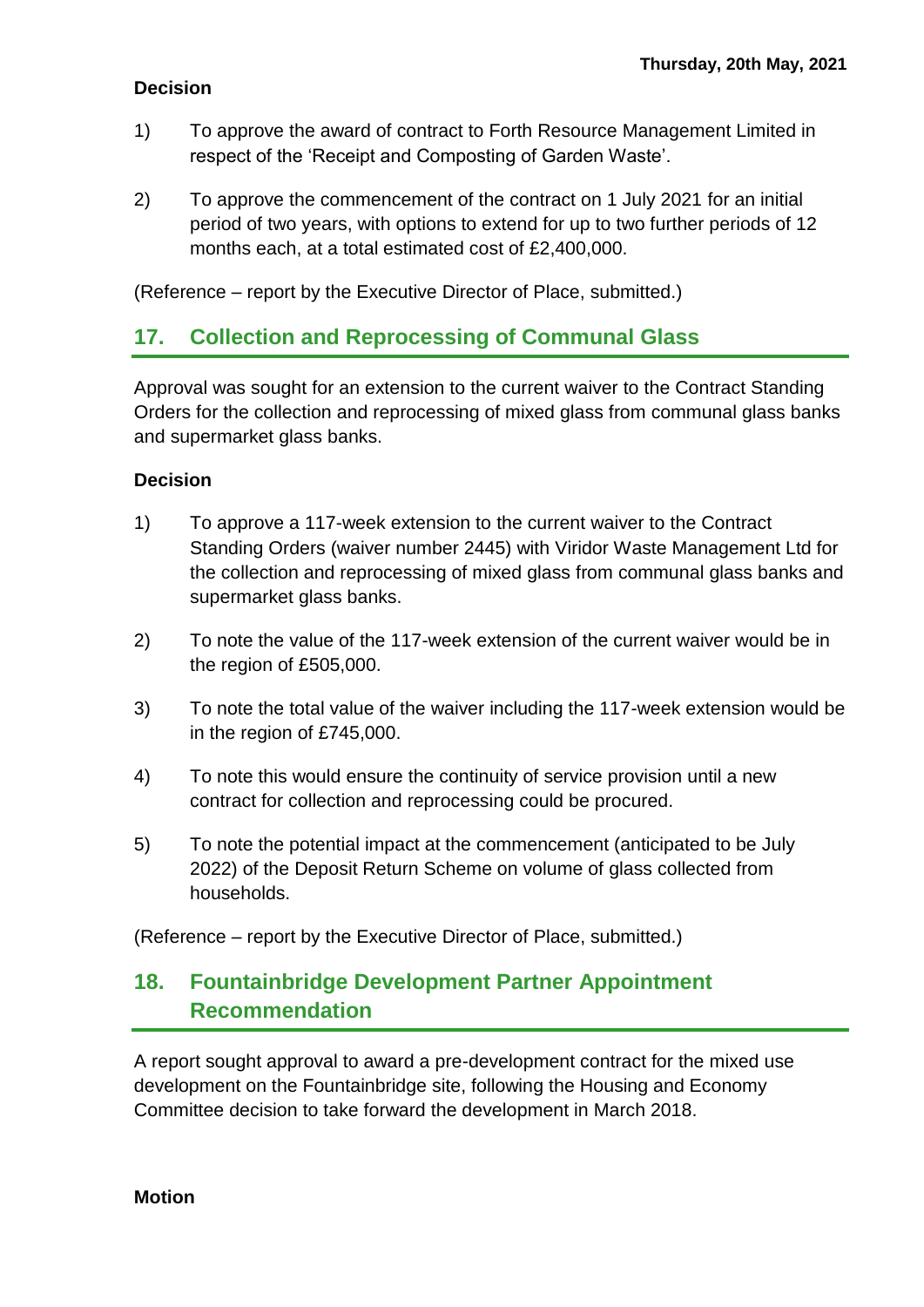**Decision**

1) To approve the award of contract to Forth Resource Management Limited in respect of the 'Receipt and Composting of Garden Waste'.

2) To approve the commencement of the contract on 1 July 2021 for an initial period of two years, with options to extend for up to two further periods of 12 months each, at a total estimated cost of £2,400,000.

(Reference – report by the Executive Director of Place, submitted.)

## 17. Collection and Reprocessing of Communal Glass

Approval was sought for an extension to the current waiver to the Contract Standing Orders for the collection and reprocessing of mixed glass from communal glass banks and supermarket glass banks.

**Decision**

1) To approve a 117-week extension to the current waiver to the Contract Standing Orders (waiver number 2445) with Viridor Waste Management Ltd for the collection and reprocessing of mixed glass from communal glass banks and supermarket glass banks.

2) To note the value of the 117-week extension of the current waiver would be in the region of £505,000.

3) To note the total value of the waiver including the 117-week extension would be in the region of £745,000.

4) To note this would ensure the continuity of service provision until a new contract for collection and reprocessing could be procured.

5) To note the potential impact at the commencement (anticipated to be July 2022) of the Deposit Return Scheme on volume of glass collected from households.

(Reference – report by the Executive Director of Place, submitted.)

## 18. Fountainbridge Development Partner Appointment Recommendation

A report sought approval to award a pre-development contract for the mixed use development on the Fountainbridge site, following the Housing and Economy Committee decision to take forward the development in March 2018.

**Motion**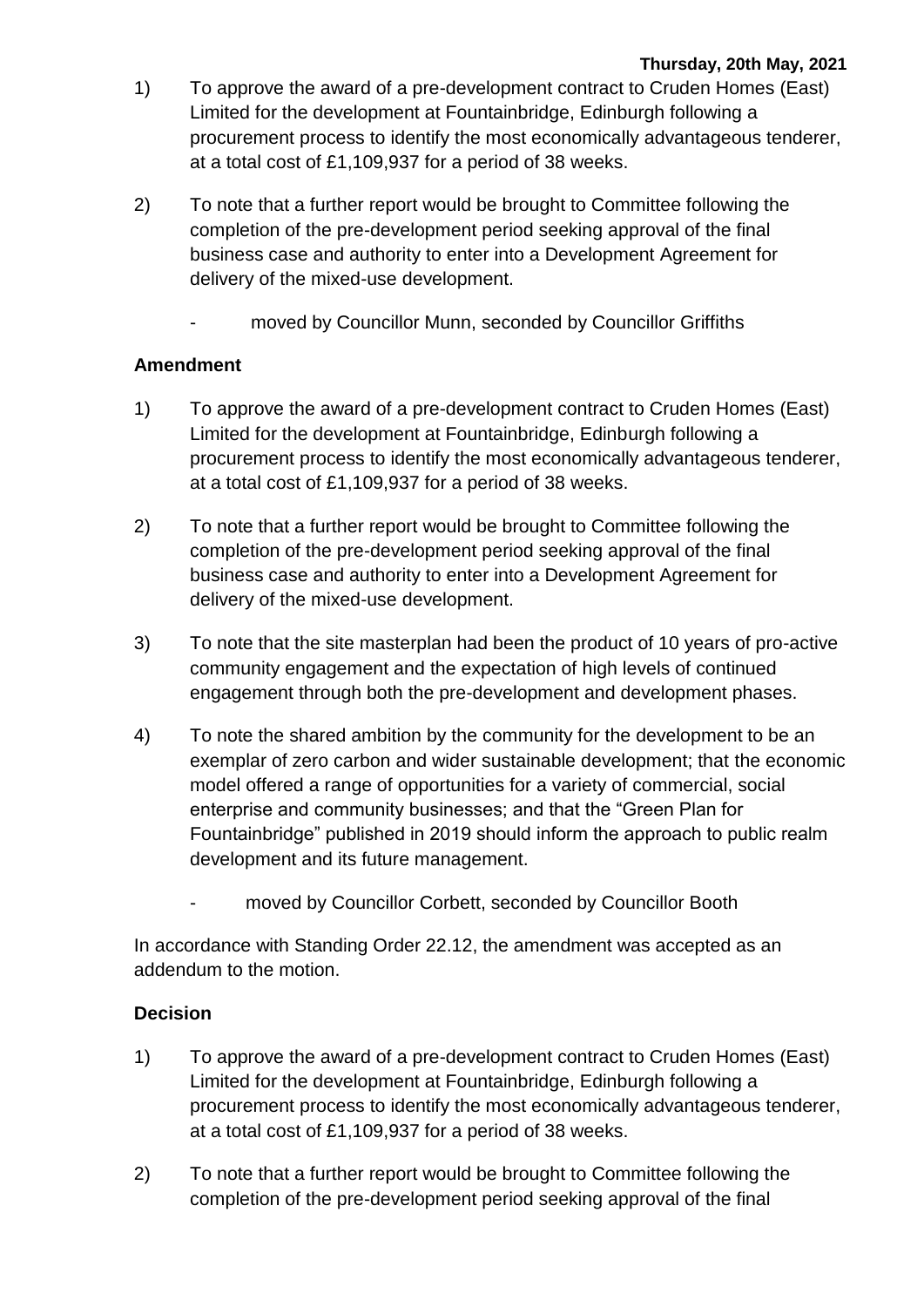1) To approve the award of a pre-development contract to Cruden Homes (East) Limited for the development at Fountainbridge, Edinburgh following a procurement process to identify the most economically advantageous tenderer, at a total cost of £1,109,937 for a period of 38 weeks.

2) To note that a further report would be brought to Committee following the completion of the pre-development period seeking approval of the final business case and authority to enter into a Development Agreement for delivery of the mixed-use development.

   - moved by Councillor Munn, seconded by Councillor Griffiths

**Amendment**

1) To approve the award of a pre-development contract to Cruden Homes (East) Limited for the development at Fountainbridge, Edinburgh following a procurement process to identify the most economically advantageous tenderer, at a total cost of £1,109,937 for a period of 38 weeks.

2) To note that a further report would be brought to Committee following the completion of the pre-development period seeking approval of the final business case and authority to enter into a Development Agreement for delivery of the mixed-use development.

3) To note that the site masterplan had been the product of 10 years of pro-active community engagement and the expectation of high levels of continued engagement through both the pre-development and development phases.

4) To note the shared ambition by the community for the development to be an exemplar of zero carbon and wider sustainable development; that the economic model offered a range of opportunities for a variety of commercial, social enterprise and community businesses; and that the "Green Plan for Fountainbridge" published in 2019 should inform the approach to public realm development and its future management.

   - moved by Councillor Corbett, seconded by Councillor Booth

In accordance with Standing Order 22.12, the amendment was accepted as an addendum to the motion.

**Decision**

1) To approve the award of a pre-development contract to Cruden Homes (East) Limited for the development at Fountainbridge, Edinburgh following a procurement process to identify the most economically advantageous tenderer, at a total cost of £1,109,937 for a period of 38 weeks.

2) To note that a further report would be brought to Committee following the completion of the pre-development period seeking approval of the final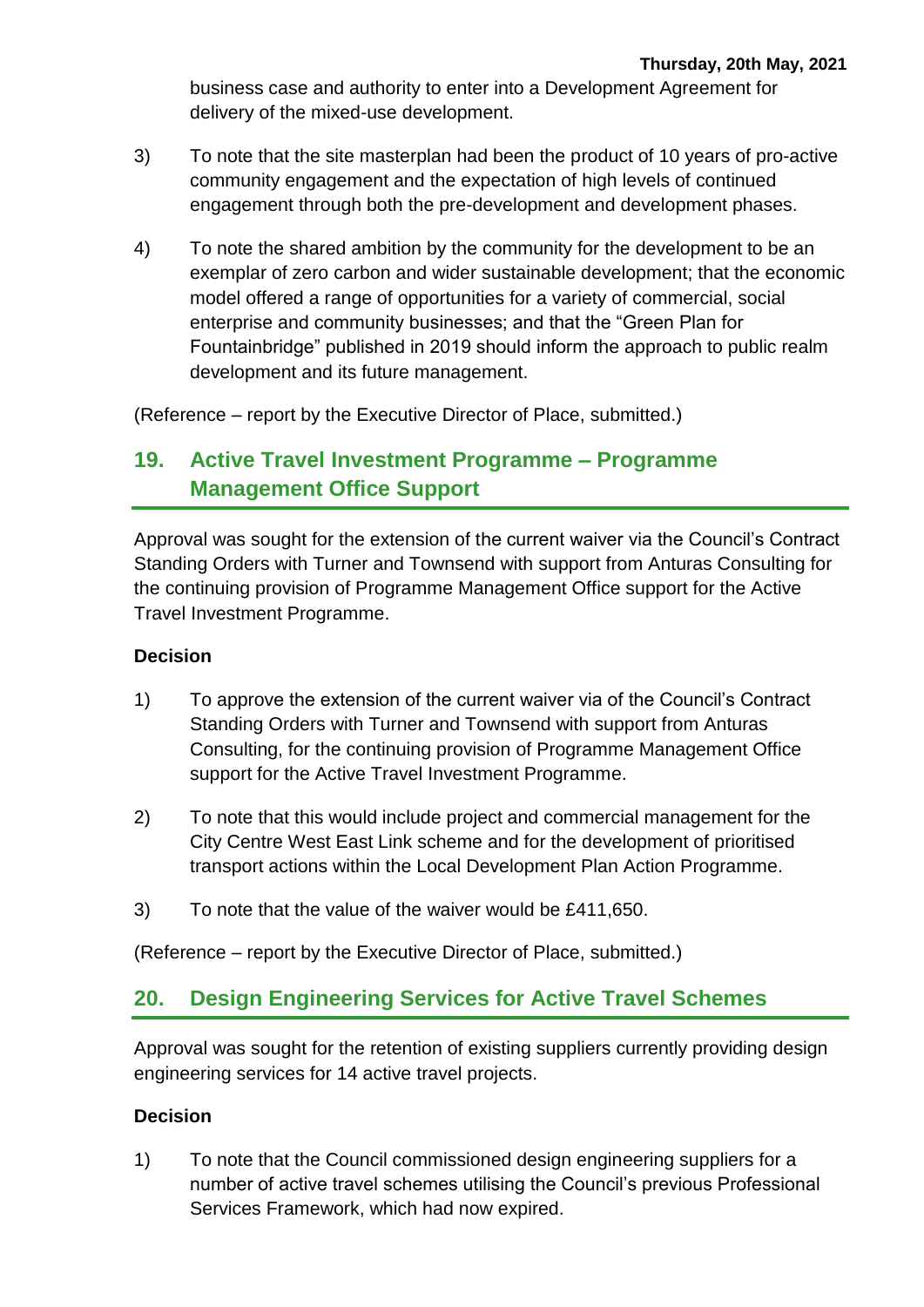business case and authority to enter into a Development Agreement for delivery of the mixed-use development.

3) To note that the site masterplan had been the product of 10 years of pro-active community engagement and the expectation of high levels of continued engagement through both the pre-development and development phases.

4) To note the shared ambition by the community for the development to be an exemplar of zero carbon and wider sustainable development; that the economic model offered a range of opportunities for a variety of commercial, social enterprise and community businesses; and that the "Green Plan for Fountainbridge" published in 2019 should inform the approach to public realm development and its future management.

(Reference – report by the Executive Director of Place, submitted.)

## 19. Active Travel Investment Programme – Programme Management Office Support

Approval was sought for the extension of the current waiver via the Council's Contract Standing Orders with Turner and Townsend with support from Anturas Consulting for the continuing provision of Programme Management Office support for the Active Travel Investment Programme.

**Decision**

1) To approve the extension of the current waiver via of the Council's Contract Standing Orders with Turner and Townsend with support from Anturas Consulting, for the continuing provision of Programme Management Office support for the Active Travel Investment Programme.

2) To note that this would include project and commercial management for the City Centre West East Link scheme and for the development of prioritised transport actions within the Local Development Plan Action Programme.

3) To note that the value of the waiver would be £411,650.

(Reference – report by the Executive Director of Place, submitted.)

## 20. Design Engineering Services for Active Travel Schemes

Approval was sought for the retention of existing suppliers currently providing design engineering services for 14 active travel projects.

**Decision**

1) To note that the Council commissioned design engineering suppliers for a number of active travel schemes utilising the Council's previous Professional Services Framework, which had now expired.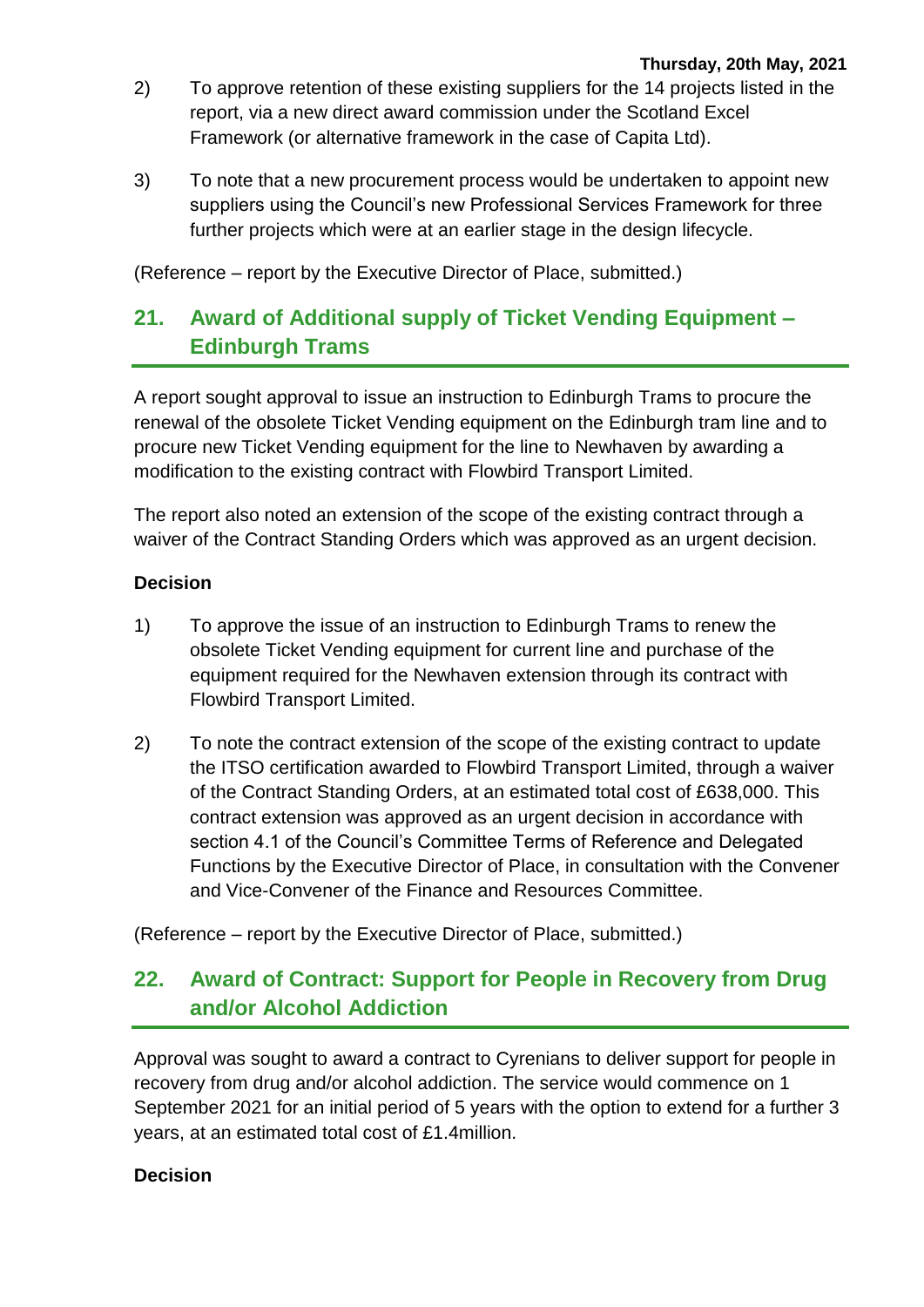2) To approve retention of these existing suppliers for the 14 projects listed in the report, via a new direct award commission under the Scotland Excel Framework (or alternative framework in the case of Capita Ltd).

3) To note that a new procurement process would be undertaken to appoint new suppliers using the Council's new Professional Services Framework for three further projects which were at an earlier stage in the design lifecycle.

(Reference – report by the Executive Director of Place, submitted.)

## 21. Award of Additional supply of Ticket Vending Equipment – Edinburgh Trams

A report sought approval to issue an instruction to Edinburgh Trams to procure the renewal of the obsolete Ticket Vending equipment on the Edinburgh tram line and to procure new Ticket Vending equipment for the line to Newhaven by awarding a modification to the existing contract with Flowbird Transport Limited.

The report also noted an extension of the scope of the existing contract through a waiver of the Contract Standing Orders which was approved as an urgent decision.

**Decision**

1) To approve the issue of an instruction to Edinburgh Trams to renew the obsolete Ticket Vending equipment for current line and purchase of the equipment required for the Newhaven extension through its contract with Flowbird Transport Limited.

2) To note the contract extension of the scope of the existing contract to update the ITSO certification awarded to Flowbird Transport Limited, through a waiver of the Contract Standing Orders, at an estimated total cost of £638,000. This contract extension was approved as an urgent decision in accordance with section 4.1 of the Council's Committee Terms of Reference and Delegated Functions by the Executive Director of Place, in consultation with the Convener and Vice-Convener of the Finance and Resources Committee.

(Reference – report by the Executive Director of Place, submitted.)

## 22. Award of Contract: Support for People in Recovery from Drug and/or Alcohol Addiction

Approval was sought to award a contract to Cyrenians to deliver support for people in recovery from drug and/or alcohol addiction. The service would commence on 1 September 2021 for an initial period of 5 years with the option to extend for a further 3 years, at an estimated total cost of £1.4million.

**Decision**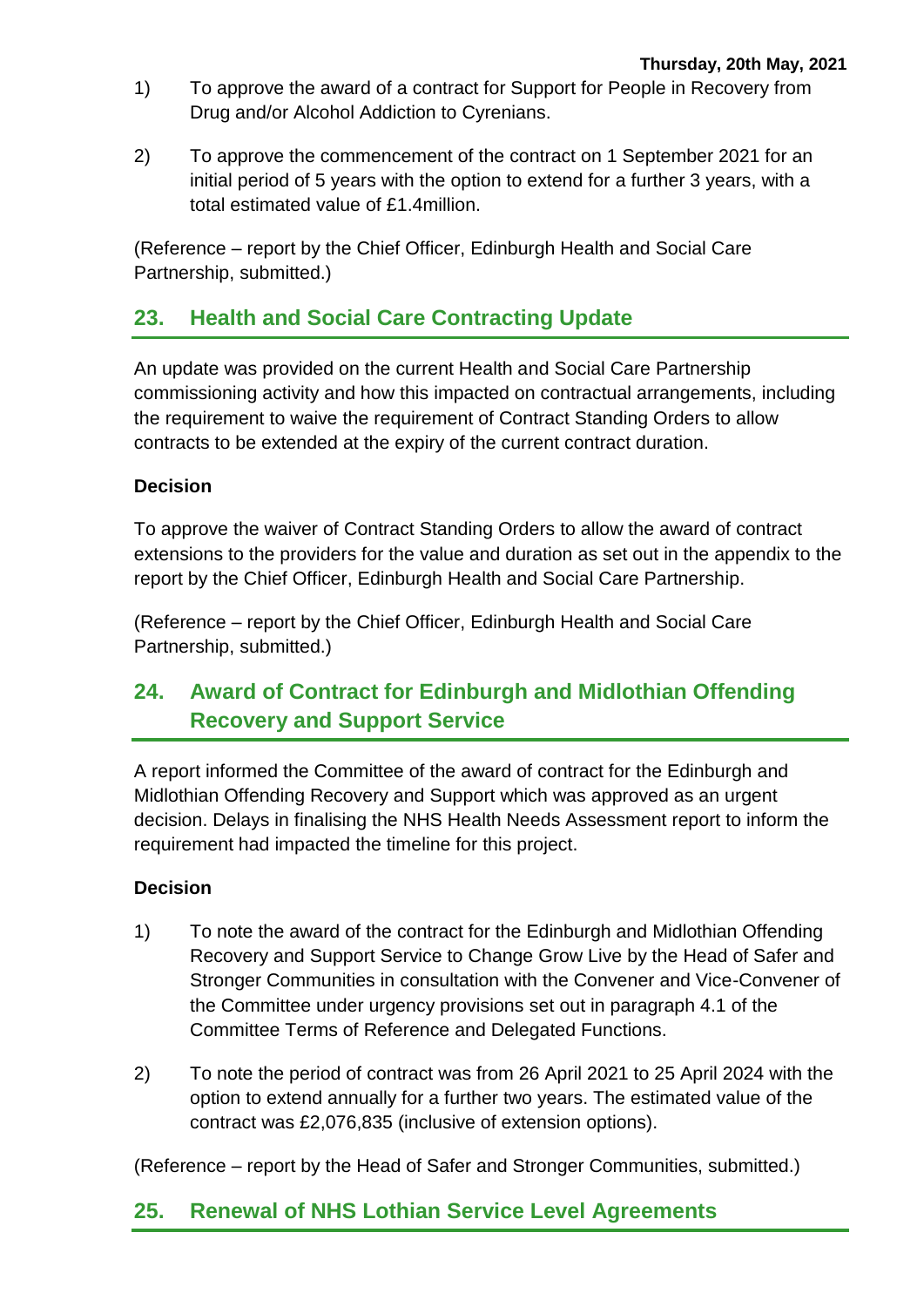1) To approve the award of a contract for Support for People in Recovery from Drug and/or Alcohol Addiction to Cyrenians.

2) To approve the commencement of the contract on 1 September 2021 for an initial period of 5 years with the option to extend for a further 3 years, with a total estimated value of £1.4million.

(Reference – report by the Chief Officer, Edinburgh Health and Social Care Partnership, submitted.)

## 23. Health and Social Care Contracting Update

An update was provided on the current Health and Social Care Partnership commissioning activity and how this impacted on contractual arrangements, including the requirement to waive the requirement of Contract Standing Orders to allow contracts to be extended at the expiry of the current contract duration.

**Decision**

To approve the waiver of Contract Standing Orders to allow the award of contract extensions to the providers for the value and duration as set out in the appendix to the report by the Chief Officer, Edinburgh Health and Social Care Partnership.

(Reference – report by the Chief Officer, Edinburgh Health and Social Care Partnership, submitted.)

## 24. Award of Contract for Edinburgh and Midlothian Offending Recovery and Support Service

A report informed the Committee of the award of contract for the Edinburgh and Midlothian Offending Recovery and Support which was approved as an urgent decision. Delays in finalising the NHS Health Needs Assessment report to inform the requirement had impacted the timeline for this project.

**Decision**

1) To note the award of the contract for the Edinburgh and Midlothian Offending Recovery and Support Service to Change Grow Live by the Head of Safer and Stronger Communities in consultation with the Convener and Vice-Convener of the Committee under urgency provisions set out in paragraph 4.1 of the Committee Terms of Reference and Delegated Functions.

2) To note the period of contract was from 26 April 2021 to 25 April 2024 with the option to extend annually for a further two years. The estimated value of the contract was £2,076,835 (inclusive of extension options).

(Reference – report by the Head of Safer and Stronger Communities, submitted.)

## 25. Renewal of NHS Lothian Service Level Agreements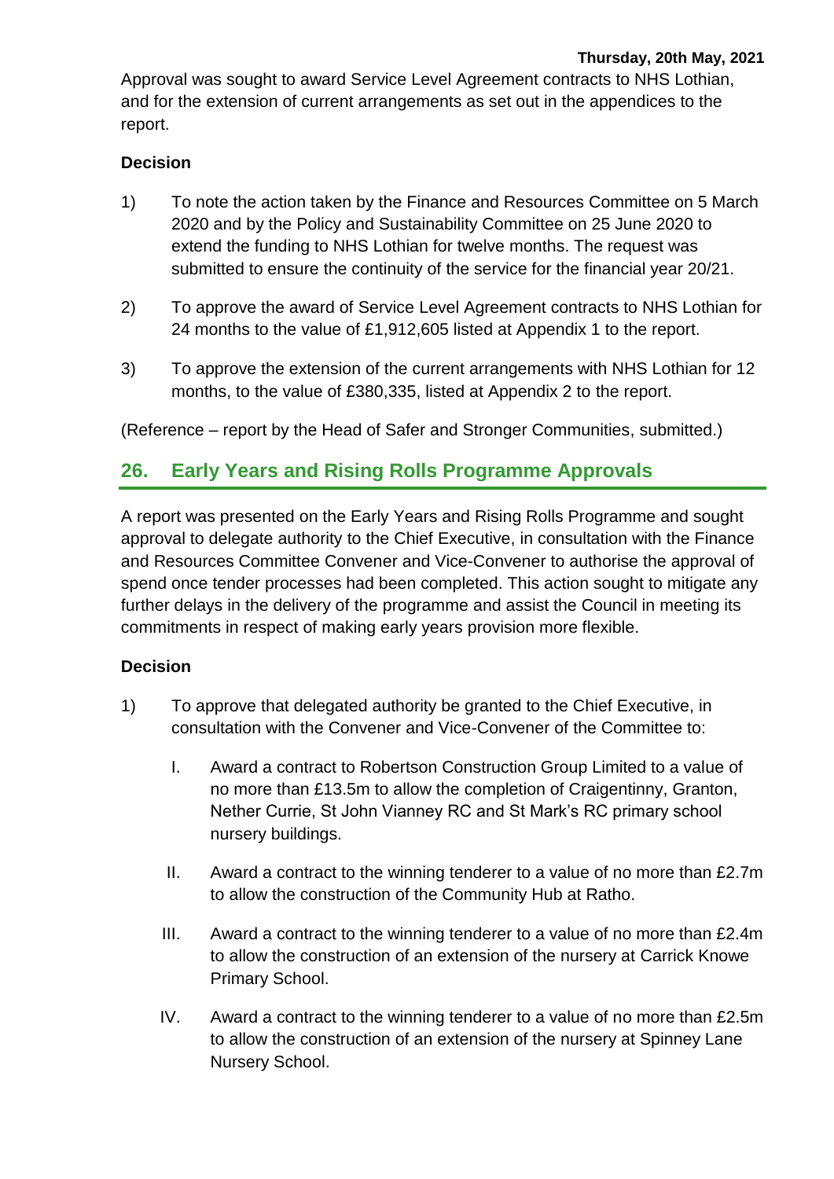Approval was sought to award Service Level Agreement contracts to NHS Lothian, and for the extension of current arrangements as set out in the appendices to the report.

**Decision**

1) To note the action taken by the Finance and Resources Committee on 5 March 2020 and by the Policy and Sustainability Committee on 25 June 2020 to extend the funding to NHS Lothian for twelve months. The request was submitted to ensure the continuity of the service for the financial year 20/21.

2) To approve the award of Service Level Agreement contracts to NHS Lothian for 24 months to the value of £1,912,605 listed at Appendix 1 to the report.

3) To approve the extension of the current arrangements with NHS Lothian for 12 months, to the value of £380,335, listed at Appendix 2 to the report.

(Reference – report by the Head of Safer and Stronger Communities, submitted.)

## 26. Early Years and Rising Rolls Programme Approvals

A report was presented on the Early Years and Rising Rolls Programme and sought approval to delegate authority to the Chief Executive, in consultation with the Finance and Resources Committee Convener and Vice-Convener to authorise the approval of spend once tender processes had been completed. This action sought to mitigate any further delays in the delivery of the programme and assist the Council in meeting its commitments in respect of making early years provision more flexible.

**Decision**

1) To approve that delegated authority be granted to the Chief Executive, in consultation with the Convener and Vice-Convener of the Committee to:

   I. Award a contract to Robertson Construction Group Limited to a value of no more than £13.5m to allow the completion of Craigentinny, Granton, Nether Currie, St John Vianney RC and St Mark's RC primary school nursery buildings.

   II. Award a contract to the winning tenderer to a value of no more than £2.7m to allow the construction of the Community Hub at Ratho.

   III. Award a contract to the winning tenderer to a value of no more than £2.4m to allow the construction of an extension of the nursery at Carrick Knowe Primary School.

   IV. Award a contract to the winning tenderer to a value of no more than £2.5m to allow the construction of an extension of the nursery at Spinney Lane Nursery School.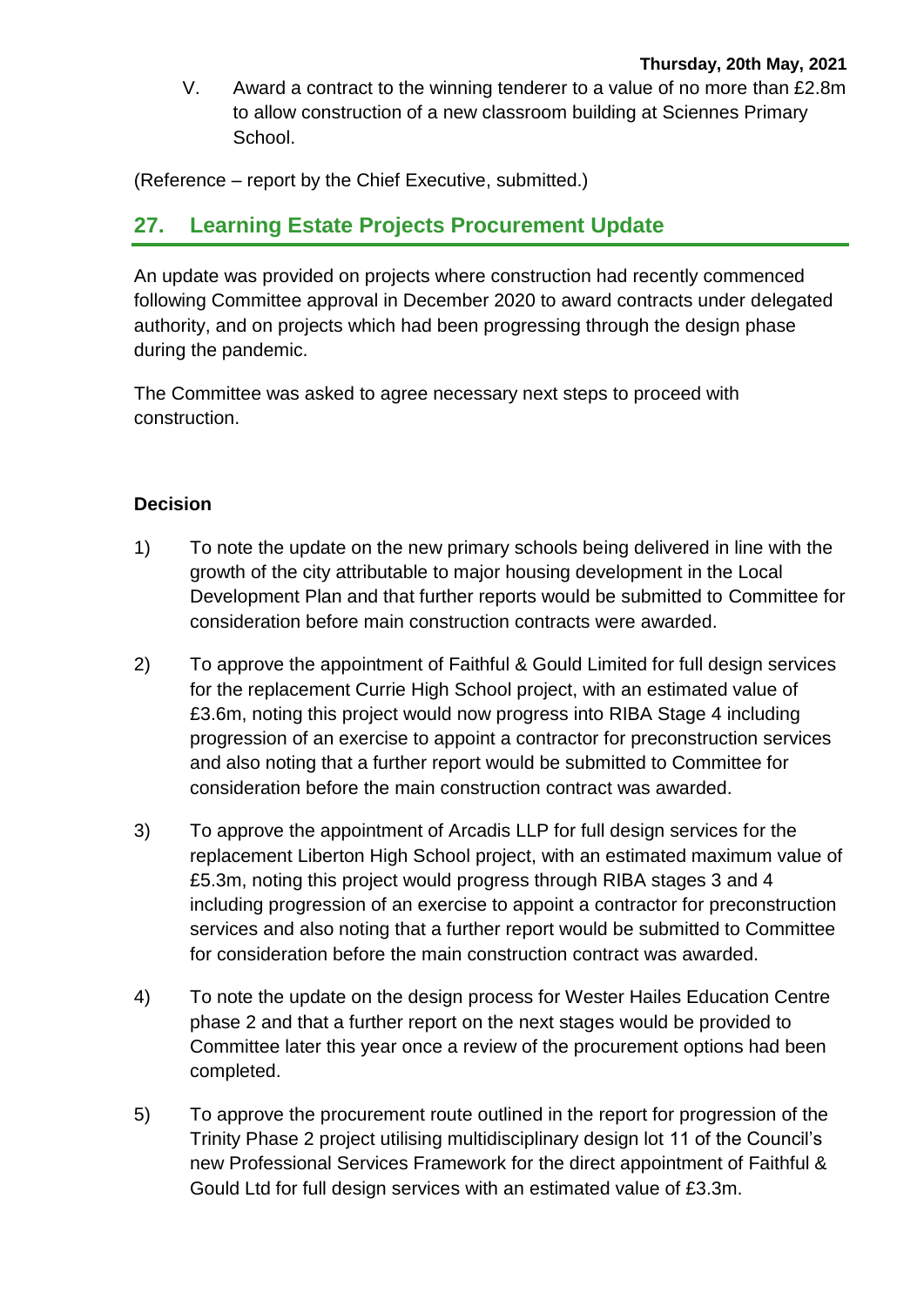V. Award a contract to the winning tenderer to a value of no more than £2.8m to allow construction of a new classroom building at Sciennes Primary School.

(Reference – report by the Chief Executive, submitted.)

## 27. Learning Estate Projects Procurement Update

An update was provided on projects where construction had recently commenced following Committee approval in December 2020 to award contracts under delegated authority, and on projects which had been progressing through the design phase during the pandemic.

The Committee was asked to agree necessary next steps to proceed with construction.

**Decision**

1) To note the update on the new primary schools being delivered in line with the growth of the city attributable to major housing development in the Local Development Plan and that further reports would be submitted to Committee for consideration before main construction contracts were awarded.

2) To approve the appointment of Faithful & Gould Limited for full design services for the replacement Currie High School project, with an estimated value of £3.6m, noting this project would now progress into RIBA Stage 4 including progression of an exercise to appoint a contractor for preconstruction services and also noting that a further report would be submitted to Committee for consideration before the main construction contract was awarded.

3) To approve the appointment of Arcadis LLP for full design services for the replacement Liberton High School project, with an estimated maximum value of £5.3m, noting this project would progress through RIBA stages 3 and 4 including progression of an exercise to appoint a contractor for preconstruction services and also noting that a further report would be submitted to Committee for consideration before the main construction contract was awarded.

4) To note the update on the design process for Wester Hailes Education Centre phase 2 and that a further report on the next stages would be provided to Committee later this year once a review of the procurement options had been completed.

5) To approve the procurement route outlined in the report for progression of the Trinity Phase 2 project utilising multidisciplinary design lot 11 of the Council's new Professional Services Framework for the direct appointment of Faithful & Gould Ltd for full design services with an estimated value of £3.3m.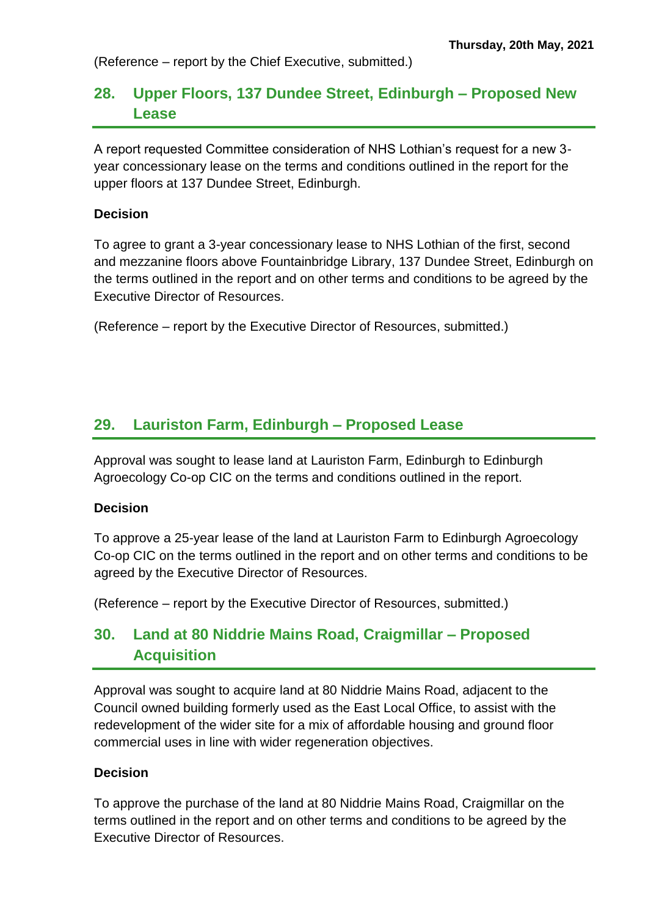(Reference – report by the Chief Executive, submitted.)

## 28. Upper Floors, 137 Dundee Street, Edinburgh – Proposed New Lease

A report requested Committee consideration of NHS Lothian's request for a new 3-year concessionary lease on the terms and conditions outlined in the report for the upper floors at 137 Dundee Street, Edinburgh.

**Decision**

To agree to grant a 3-year concessionary lease to NHS Lothian of the first, second and mezzanine floors above Fountainbridge Library, 137 Dundee Street, Edinburgh on the terms outlined in the report and on other terms and conditions to be agreed by the Executive Director of Resources.

(Reference – report by the Executive Director of Resources, submitted.)

## 29. Lauriston Farm, Edinburgh – Proposed Lease

Approval was sought to lease land at Lauriston Farm, Edinburgh to Edinburgh Agroecology Co-op CIC on the terms and conditions outlined in the report.

**Decision**

To approve a 25-year lease of the land at Lauriston Farm to Edinburgh Agroecology Co-op CIC on the terms outlined in the report and on other terms and conditions to be agreed by the Executive Director of Resources.

(Reference – report by the Executive Director of Resources, submitted.)

## 30. Land at 80 Niddrie Mains Road, Craigmillar – Proposed Acquisition

Approval was sought to acquire land at 80 Niddrie Mains Road, adjacent to the Council owned building formerly used as the East Local Office, to assist with the redevelopment of the wider site for a mix of affordable housing and ground floor commercial uses in line with wider regeneration objectives.

**Decision**

To approve the purchase of the land at 80 Niddrie Mains Road, Craigmillar on the terms outlined in the report and on other terms and conditions to be agreed by the Executive Director of Resources.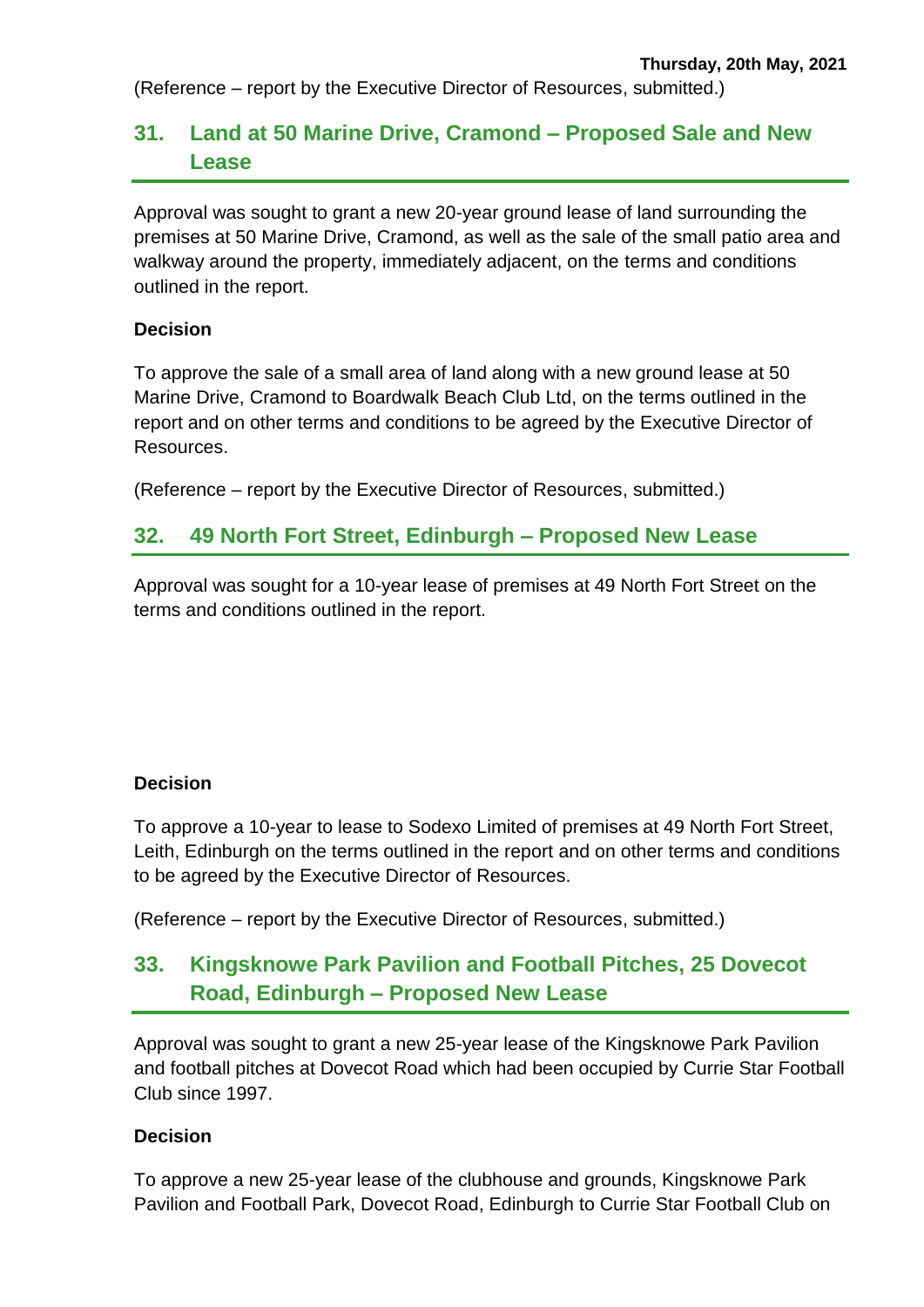(Reference – report by the Executive Director of Resources, submitted.)

## 31. Land at 50 Marine Drive, Cramond – Proposed Sale and New Lease

Approval was sought to grant a new 20-year ground lease of land surrounding the premises at 50 Marine Drive, Cramond, as well as the sale of the small patio area and walkway around the property, immediately adjacent, on the terms and conditions outlined in the report.

**Decision**

To approve the sale of a small area of land along with a new ground lease at 50 Marine Drive, Cramond to Boardwalk Beach Club Ltd, on the terms outlined in the report and on other terms and conditions to be agreed by the Executive Director of Resources.

(Reference – report by the Executive Director of Resources, submitted.)

## 32. 49 North Fort Street, Edinburgh – Proposed New Lease

Approval was sought for a 10-year lease of premises at 49 North Fort Street on the terms and conditions outlined in the report.

**Decision**

To approve a 10-year to lease to Sodexo Limited of premises at 49 North Fort Street, Leith, Edinburgh on the terms outlined in the report and on other terms and conditions to be agreed by the Executive Director of Resources.

(Reference – report by the Executive Director of Resources, submitted.)

## 33. Kingsknowe Park Pavilion and Football Pitches, 25 Dovecot Road, Edinburgh – Proposed New Lease

Approval was sought to grant a new 25-year lease of the Kingsknowe Park Pavilion and football pitches at Dovecot Road which had been occupied by Currie Star Football Club since 1997.

**Decision**

To approve a new 25-year lease of the clubhouse and grounds, Kingsknowe Park Pavilion and Football Park, Dovecot Road, Edinburgh to Currie Star Football Club on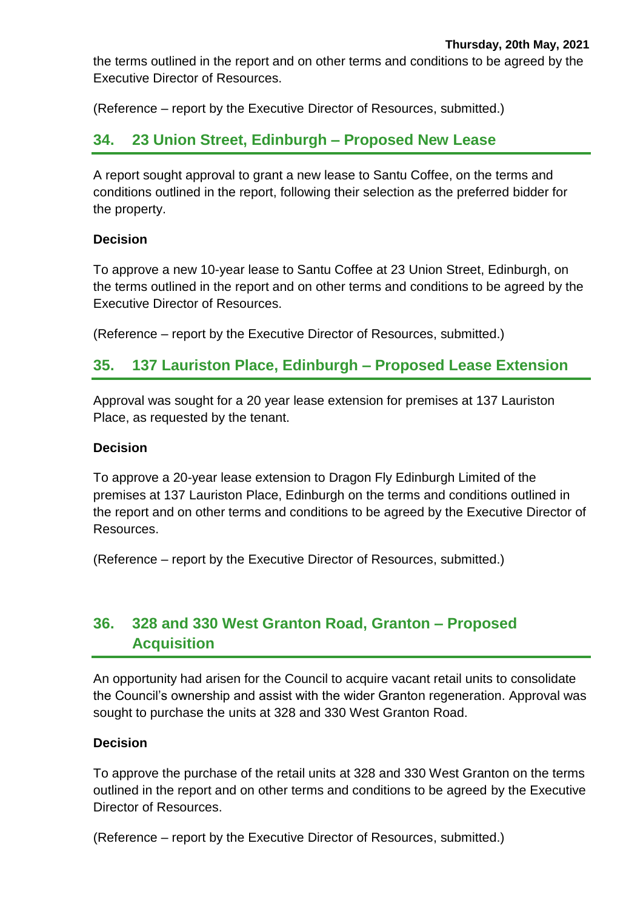the terms outlined in the report and on other terms and conditions to be agreed by the Executive Director of Resources.

(Reference – report by the Executive Director of Resources, submitted.)

## 34. 23 Union Street, Edinburgh – Proposed New Lease

A report sought approval to grant a new lease to Santu Coffee, on the terms and conditions outlined in the report, following their selection as the preferred bidder for the property.

**Decision**

To approve a new 10-year lease to Santu Coffee at 23 Union Street, Edinburgh, on the terms outlined in the report and on other terms and conditions to be agreed by the Executive Director of Resources.

(Reference – report by the Executive Director of Resources, submitted.)

## 35. 137 Lauriston Place, Edinburgh – Proposed Lease Extension

Approval was sought for a 20 year lease extension for premises at 137 Lauriston Place, as requested by the tenant.

**Decision**

To approve a 20-year lease extension to Dragon Fly Edinburgh Limited of the premises at 137 Lauriston Place, Edinburgh on the terms and conditions outlined in the report and on other terms and conditions to be agreed by the Executive Director of Resources.

(Reference – report by the Executive Director of Resources, submitted.)

## 36. 328 and 330 West Granton Road, Granton – Proposed Acquisition

An opportunity had arisen for the Council to acquire vacant retail units to consolidate the Council's ownership and assist with the wider Granton regeneration. Approval was sought to purchase the units at 328 and 330 West Granton Road.

**Decision**

To approve the purchase of the retail units at 328 and 330 West Granton on the terms outlined in the report and on other terms and conditions to be agreed by the Executive Director of Resources.

(Reference – report by the Executive Director of Resources, submitted.)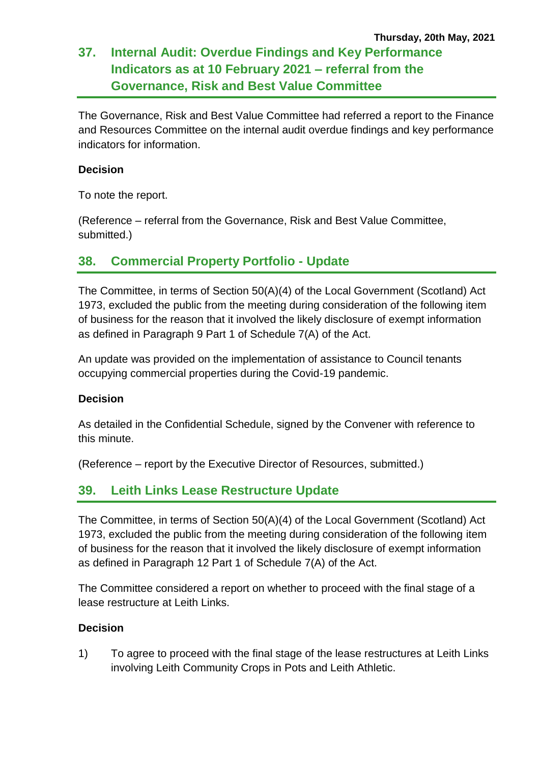## 37. Internal Audit: Overdue Findings and Key Performance Indicators as at 10 February 2021 – referral from the Governance, Risk and Best Value Committee

The Governance, Risk and Best Value Committee had referred a report to the Finance and Resources Committee on the internal audit overdue findings and key performance indicators for information.

**Decision**

To note the report.

(Reference – referral from the Governance, Risk and Best Value Committee, submitted.)

## 38. Commercial Property Portfolio - Update

The Committee, in terms of Section 50(A)(4) of the Local Government (Scotland) Act 1973, excluded the public from the meeting during consideration of the following item of business for the reason that it involved the likely disclosure of exempt information as defined in Paragraph 9 Part 1 of Schedule 7(A) of the Act.

An update was provided on the implementation of assistance to Council tenants occupying commercial properties during the Covid-19 pandemic.

**Decision**

As detailed in the Confidential Schedule, signed by the Convener with reference to this minute.

(Reference – report by the Executive Director of Resources, submitted.)

## 39. Leith Links Lease Restructure Update

The Committee, in terms of Section 50(A)(4) of the Local Government (Scotland) Act 1973, excluded the public from the meeting during consideration of the following item of business for the reason that it involved the likely disclosure of exempt information as defined in Paragraph 12 Part 1 of Schedule 7(A) of the Act.

The Committee considered a report on whether to proceed with the final stage of a lease restructure at Leith Links.

**Decision**

1) To agree to proceed with the final stage of the lease restructures at Leith Links involving Leith Community Crops in Pots and Leith Athletic.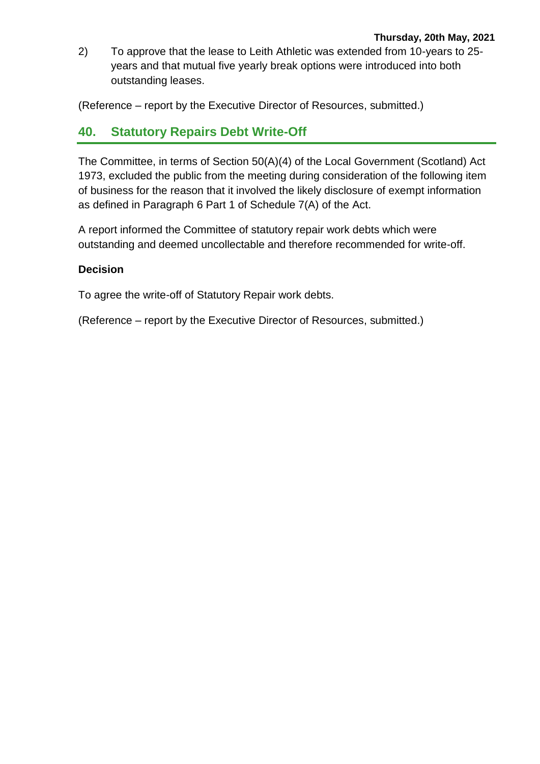2) To approve that the lease to Leith Athletic was extended from 10-years to 25-years and that mutual five yearly break options were introduced into both outstanding leases.

(Reference – report by the Executive Director of Resources, submitted.)

## 40. Statutory Repairs Debt Write-Off

The Committee, in terms of Section 50(A)(4) of the Local Government (Scotland) Act 1973, excluded the public from the meeting during consideration of the following item of business for the reason that it involved the likely disclosure of exempt information as defined in Paragraph 6 Part 1 of Schedule 7(A) of the Act.

A report informed the Committee of statutory repair work debts which were outstanding and deemed uncollectable and therefore recommended for write-off.

**Decision**

To agree the write-off of Statutory Repair work debts.

(Reference – report by the Executive Director of Resources, submitted.)